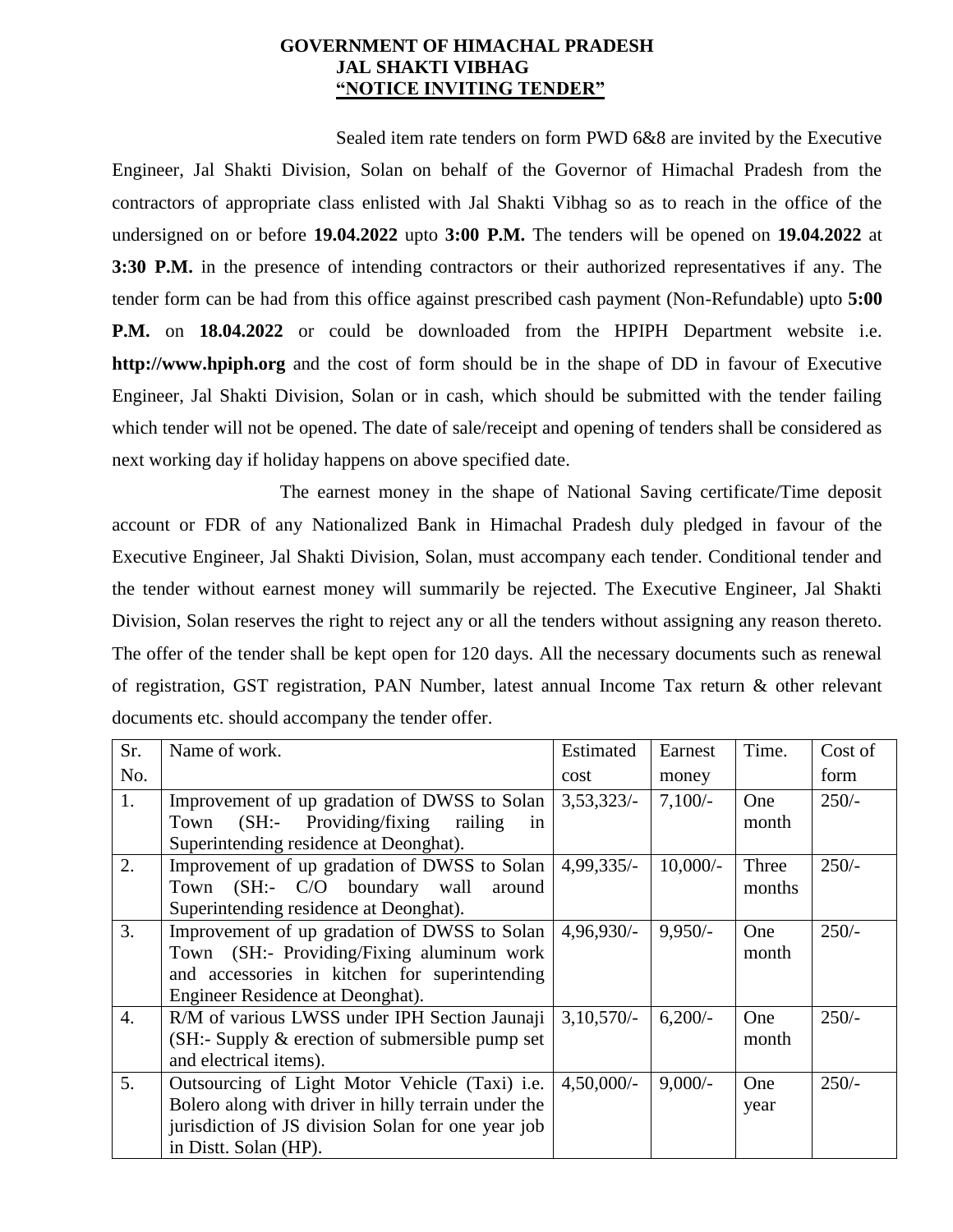# GOVERNMENT OF HIMACHAL PRADESH
## JAL SHAKTI VIBHAG
### "NOTICE INVITING TENDER"

Sealed item rate tenders on form PWD 6&8 are invited by the Executive Engineer, Jal Shakti Division, Solan on behalf of the Governor of Himachal Pradesh from the contractors of appropriate class enlisted with Jal Shakti Vibhag so as to reach in the office of the undersigned on or before **19.04.2022** upto **3:00 P.M.** The tenders will be opened on **19.04.2022** at **3:30 P.M.** in the presence of intending contractors or their authorized representatives if any. The tender form can be had from this office against prescribed cash payment (Non-Refundable) upto **5:00 P.M.** on **18.04.2022** or could be downloaded from the HPIPH Department website i.e. **http://www.hpiph.org** and the cost of form should be in the shape of DD in favour of Executive Engineer, Jal Shakti Division, Solan or in cash, which should be submitted with the tender failing which tender will not be opened. The date of sale/receipt and opening of tenders shall be considered as next working day if holiday happens on above specified date.

The earnest money in the shape of National Saving certificate/Time deposit account or FDR of any Nationalized Bank in Himachal Pradesh duly pledged in favour of the Executive Engineer, Jal Shakti Division, Solan, must accompany each tender. Conditional tender and the tender without earnest money will summarily be rejected. The Executive Engineer, Jal Shakti Division, Solan reserves the right to reject any or all the tenders without assigning any reason thereto. The offer of the tender shall be kept open for 120 days. All the necessary documents such as renewal of registration, GST registration, PAN Number, latest annual Income Tax return & other relevant documents etc. should accompany the tender offer.

| Sr. No. | Name of work. | Estimated cost | Earnest money | Time. | Cost of form |
|---|---|---|---|---|---|
| 1. | Improvement of up gradation of DWSS to Solan Town (SH:- Providing/fixing railing in Superintending residence at Deonghat). | 3,53,323/- | 7,100/- | One month | 250/- |
| 2. | Improvement of up gradation of DWSS to Solan Town (SH:- C/O boundary wall around Superintending residence at Deonghat). | 4,99,335/- | 10,000/- | Three months | 250/- |
| 3. | Improvement of up gradation of DWSS to Solan Town (SH:- Providing/Fixing aluminum work and accessories in kitchen for superintending Engineer Residence at Deonghat). | 4,96,930/- | 9,950/- | One month | 250/- |
| 4. | R/M of various LWSS under IPH Section Jaunaji (SH:- Supply & erection of submersible pump set and electrical items). | 3,10,570/- | 6,200/- | One month | 250/- |
| 5. | Outsourcing of Light Motor Vehicle (Taxi) i.e. Bolero along with driver in hilly terrain under the jurisdiction of JS division Solan for one year job in Distt. Solan (HP). | 4,50,000/- | 9,000/- | One year | 250/- |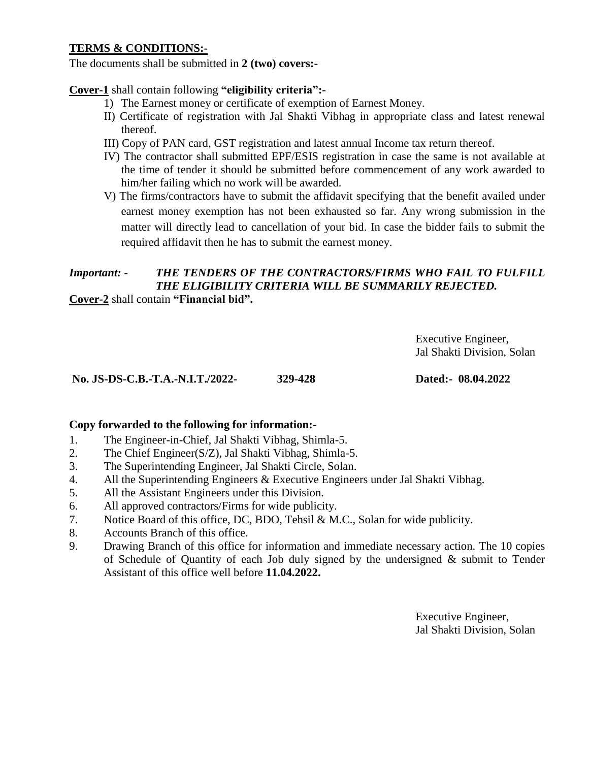**TERMS & CONDITIONS:-**

The documents shall be submitted in **2 (two) covers:-**

**Cover-1** shall contain following **"eligibility criteria":-**

1) The Earnest money or certificate of exemption of Earnest Money.

II) Certificate of registration with Jal Shakti Vibhag in appropriate class and latest renewal thereof.

III) Copy of PAN card, GST registration and latest annual Income tax return thereof.

IV) The contractor shall submitted EPF/ESIS registration in case the same is not available at the time of tender it should be submitted before commencement of any work awarded to him/her failing which no work will be awarded.

V) The firms/contractors have to submit the affidavit specifying that the benefit availed under earnest money exemption has not been exhausted so far. Any wrong submission in the matter will directly lead to cancellation of your bid. In case the bidder fails to submit the required affidavit then he has to submit the earnest money.

***Important: - THE TENDERS OF THE CONTRACTORS/FIRMS WHO FAIL TO FULFILL THE ELIGIBILITY CRITERIA WILL BE SUMMARILY REJECTED.***

**Cover-2** shall contain **"Financial bid".**

Executive Engineer,
Jal Shakti Division, Solan

**No. JS-DS-C.B.-T.A.-N.I.T./2022- 329-428 Dated:- 08.04.2022**

**Copy forwarded to the following for information:-**

1. The Engineer-in-Chief, Jal Shakti Vibhag, Shimla-5.
2. The Chief Engineer(S/Z), Jal Shakti Vibhag, Shimla-5.
3. The Superintending Engineer, Jal Shakti Circle, Solan.
4. All the Superintending Engineers & Executive Engineers under Jal Shakti Vibhag.
5. All the Assistant Engineers under this Division.
6. All approved contractors/Firms for wide publicity.
7. Notice Board of this office, DC, BDO, Tehsil & M.C., Solan for wide publicity.
8. Accounts Branch of this office.
9. Drawing Branch of this office for information and immediate necessary action. The 10 copies of Schedule of Quantity of each Job duly signed by the undersigned & submit to Tender Assistant of this office well before **11.04.2022.**

Executive Engineer,
Jal Shakti Division, Solan